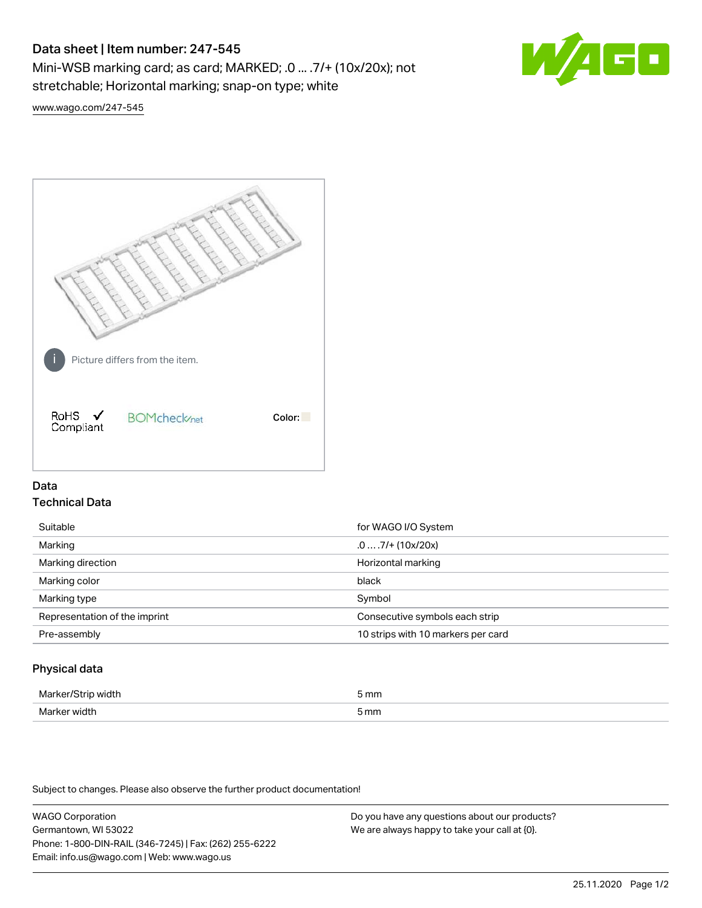# Data sheet | Item number: 247-545

Mini-WSB marking card; as card; MARKED; .0 ... .7/+ (10x/20x); not stretchable; Horizontal marking; snap-on type; white

[www.wago.com/247-545](www.wago.com/247-545)

Picture differs from the item.

RoHS Compliant ✓ BOMcheck.net Color:

## Data

### Technical Data

| | |
|---|---|
| Suitable | for WAGO I/O System |
| Marking | .0 … .7/+ (10x/20x) |
| Marking direction | Horizontal marking |
| Marking color | black |
| Marking type | Symbol |
| Representation of the imprint | Consecutive symbols each strip |
| Pre-assembly | 10 strips with 10 markers per card |

### Physical data

| | |
|---|---|
| Marker/Strip width | 5 mm |
| Marker width | 5 mm |

Subject to changes. Please also observe the further product documentation!

WAGO Corporation
Germantown, WI 53022
Phone: 1-800-DIN-RAIL (346-7245) | Fax: (262) 255-6222
Email: info.us@wago.com | Web: www.wago.us

Do you have any questions about our products?
We are always happy to take your call at {0}.

25.11.2020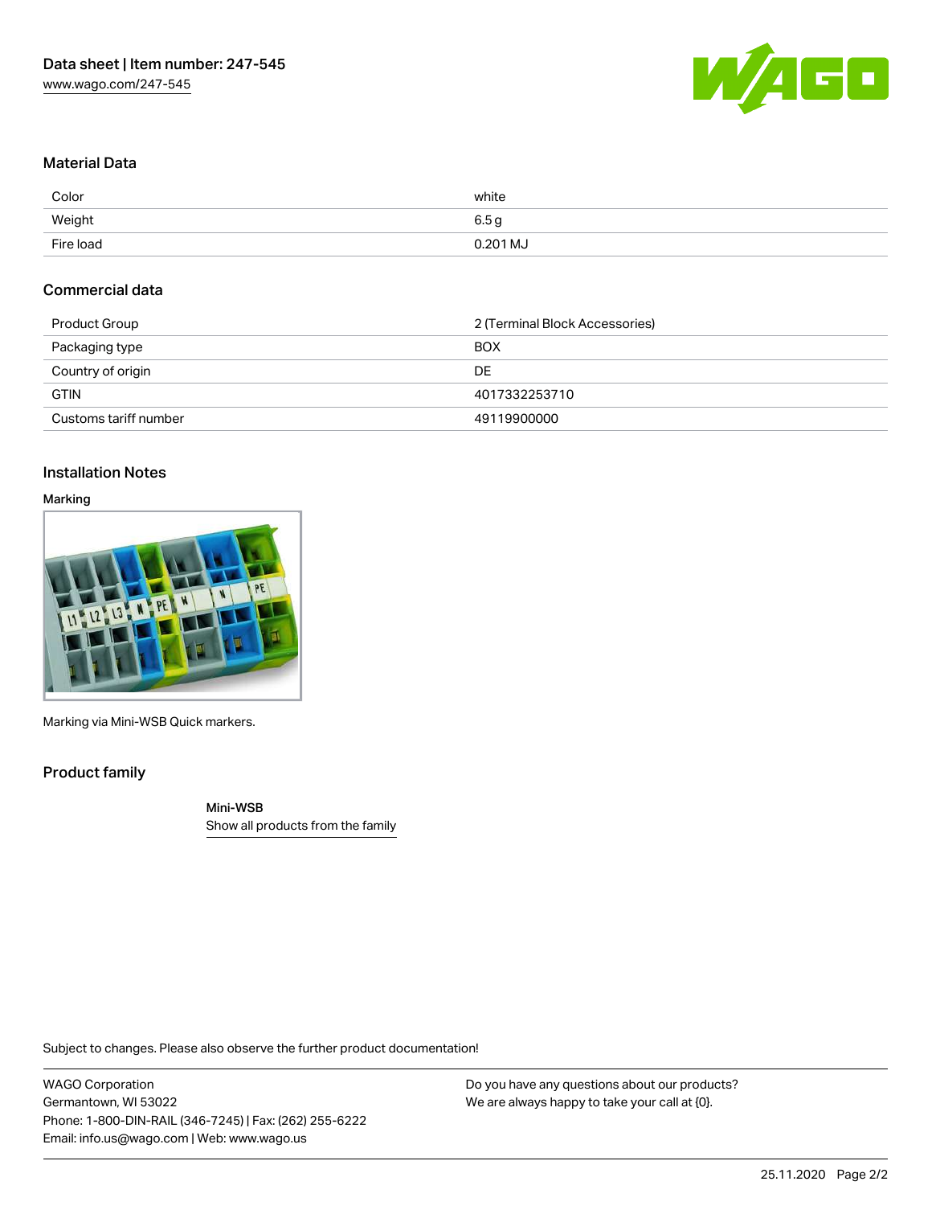Data sheet | Item number: 247-545

www.wago.com/247-545

## Material Data

| | |
|---|---|
| Color | white |
| Weight | 6.5 g |
| Fire load | 0.201 MJ |

## Commercial data

| | |
|---|---|
| Product Group | 2 (Terminal Block Accessories) |
| Packaging type | BOX |
| Country of origin | DE |
| GTIN | 4017332253710 |
| Customs tariff number | 49119900000 |

## Installation Notes

### Marking

Marking via Mini-WSB Quick markers.

## Product family

**Mini-WSB**

Show all products from the family

Subject to changes. Please also observe the further product documentation!

WAGO Corporation
Germantown, WI 53022
Phone: 1-800-DIN-RAIL (346-7245) | Fax: (262) 255-6222
Email: info.us@wago.com | Web: www.wago.us

Do you have any questions about our products?
We are always happy to take your call at {0}.

25.11.2020